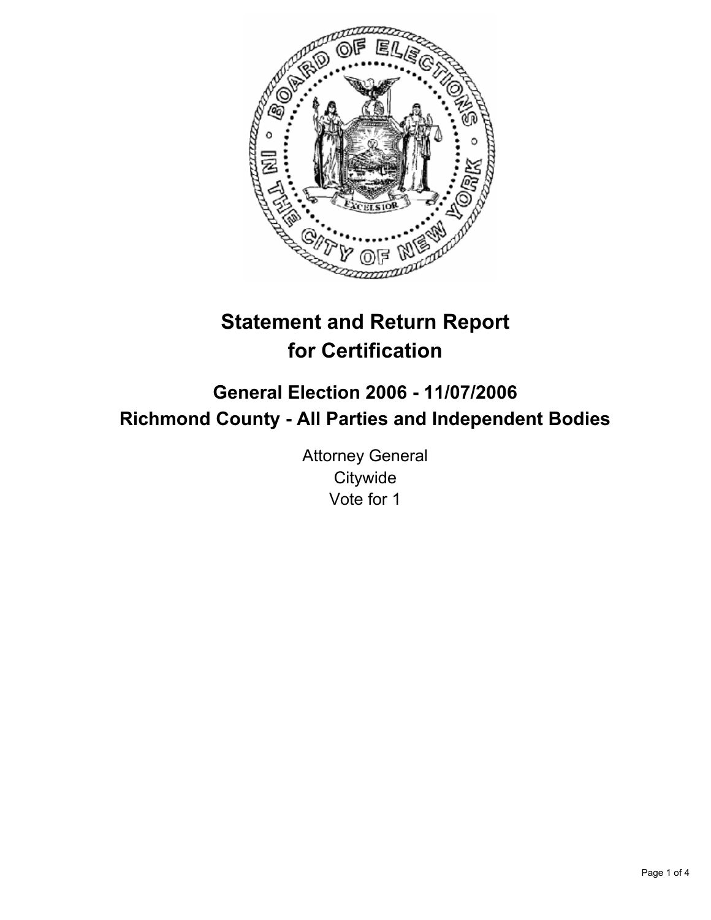# Statement and Return Report for Certification

## General Election 2006 - 11/07/2006
## Richmond County - All Parties and Independent Bodies

Attorney General
Citywide
Vote for 1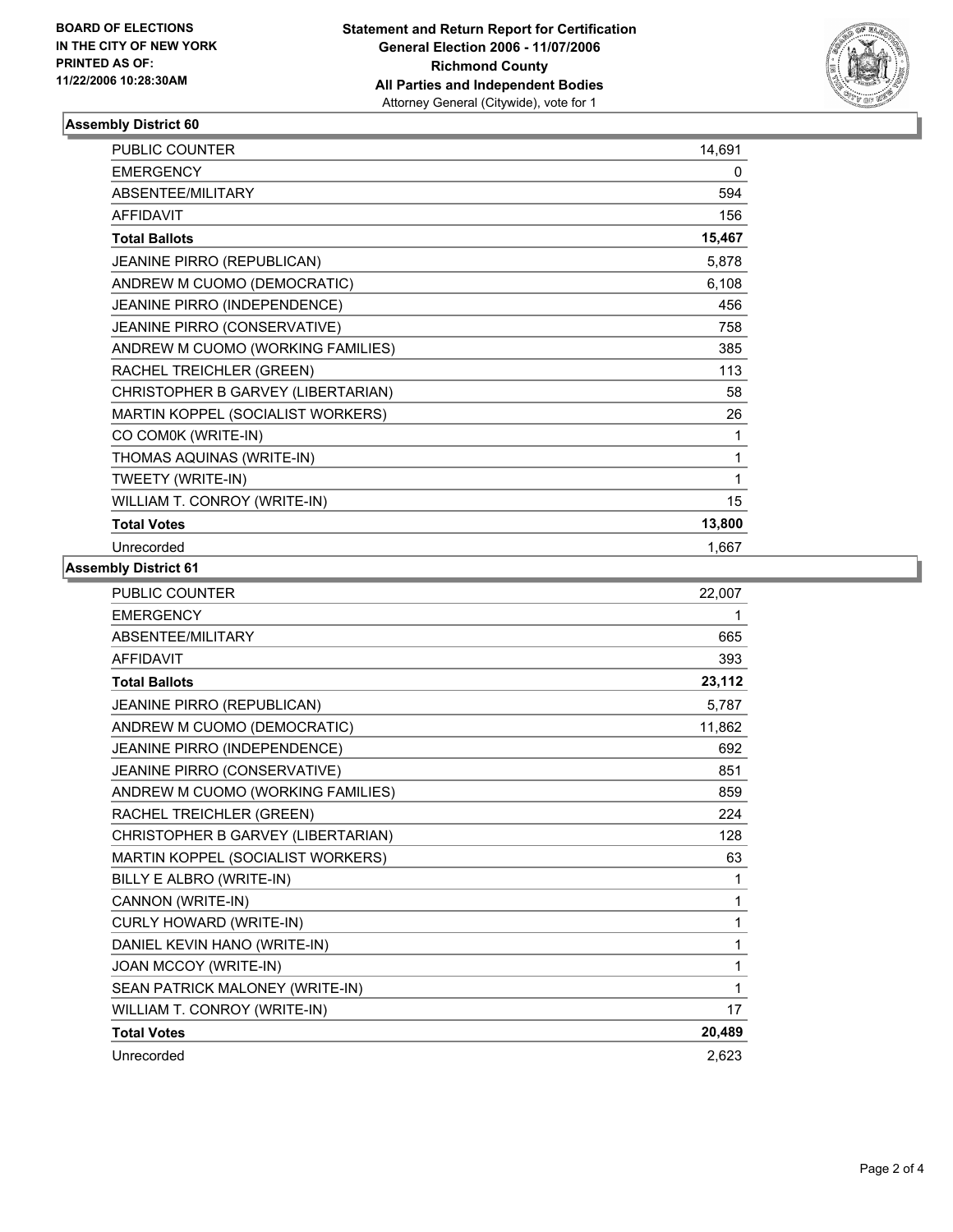**BOARD OF ELECTIONS IN THE CITY OF NEW YORK PRINTED AS OF: 11/22/2006 10:28:30AM**

# Statement and Return Report for Certification
## General Election 2006 - 11/07/2006
## Richmond County
## All Parties and Independent Bodies
Attorney General (Citywide), vote for 1

### Assembly District 60

| | |
|---|---|
| PUBLIC COUNTER | 14,691 |
| EMERGENCY | 0 |
| ABSENTEE/MILITARY | 594 |
| AFFIDAVIT | 156 |
| **Total Ballots** | **15,467** |
| JEANINE PIRRO (REPUBLICAN) | 5,878 |
| ANDREW M CUOMO (DEMOCRATIC) | 6,108 |
| JEANINE PIRRO (INDEPENDENCE) | 456 |
| JEANINE PIRRO (CONSERVATIVE) | 758 |
| ANDREW M CUOMO (WORKING FAMILIES) | 385 |
| RACHEL TREICHLER (GREEN) | 113 |
| CHRISTOPHER B GARVEY (LIBERTARIAN) | 58 |
| MARTIN KOPPEL (SOCIALIST WORKERS) | 26 |
| CO COM0K (WRITE-IN) | 1 |
| THOMAS AQUINAS (WRITE-IN) | 1 |
| TWEETY (WRITE-IN) | 1 |
| WILLIAM T. CONROY (WRITE-IN) | 15 |
| **Total Votes** | **13,800** |
| Unrecorded | 1,667 |

### Assembly District 61

| | |
|---|---|
| PUBLIC COUNTER | 22,007 |
| EMERGENCY | 1 |
| ABSENTEE/MILITARY | 665 |
| AFFIDAVIT | 393 |
| **Total Ballots** | **23,112** |
| JEANINE PIRRO (REPUBLICAN) | 5,787 |
| ANDREW M CUOMO (DEMOCRATIC) | 11,862 |
| JEANINE PIRRO (INDEPENDENCE) | 692 |
| JEANINE PIRRO (CONSERVATIVE) | 851 |
| ANDREW M CUOMO (WORKING FAMILIES) | 859 |
| RACHEL TREICHLER (GREEN) | 224 |
| CHRISTOPHER B GARVEY (LIBERTARIAN) | 128 |
| MARTIN KOPPEL (SOCIALIST WORKERS) | 63 |
| BILLY E ALBRO (WRITE-IN) | 1 |
| CANNON (WRITE-IN) | 1 |
| CURLY HOWARD (WRITE-IN) | 1 |
| DANIEL KEVIN HANO (WRITE-IN) | 1 |
| JOAN MCCOY (WRITE-IN) | 1 |
| SEAN PATRICK MALONEY (WRITE-IN) | 1 |
| WILLIAM T. CONROY (WRITE-IN) | 17 |
| **Total Votes** | **20,489** |
| Unrecorded | 2,623 |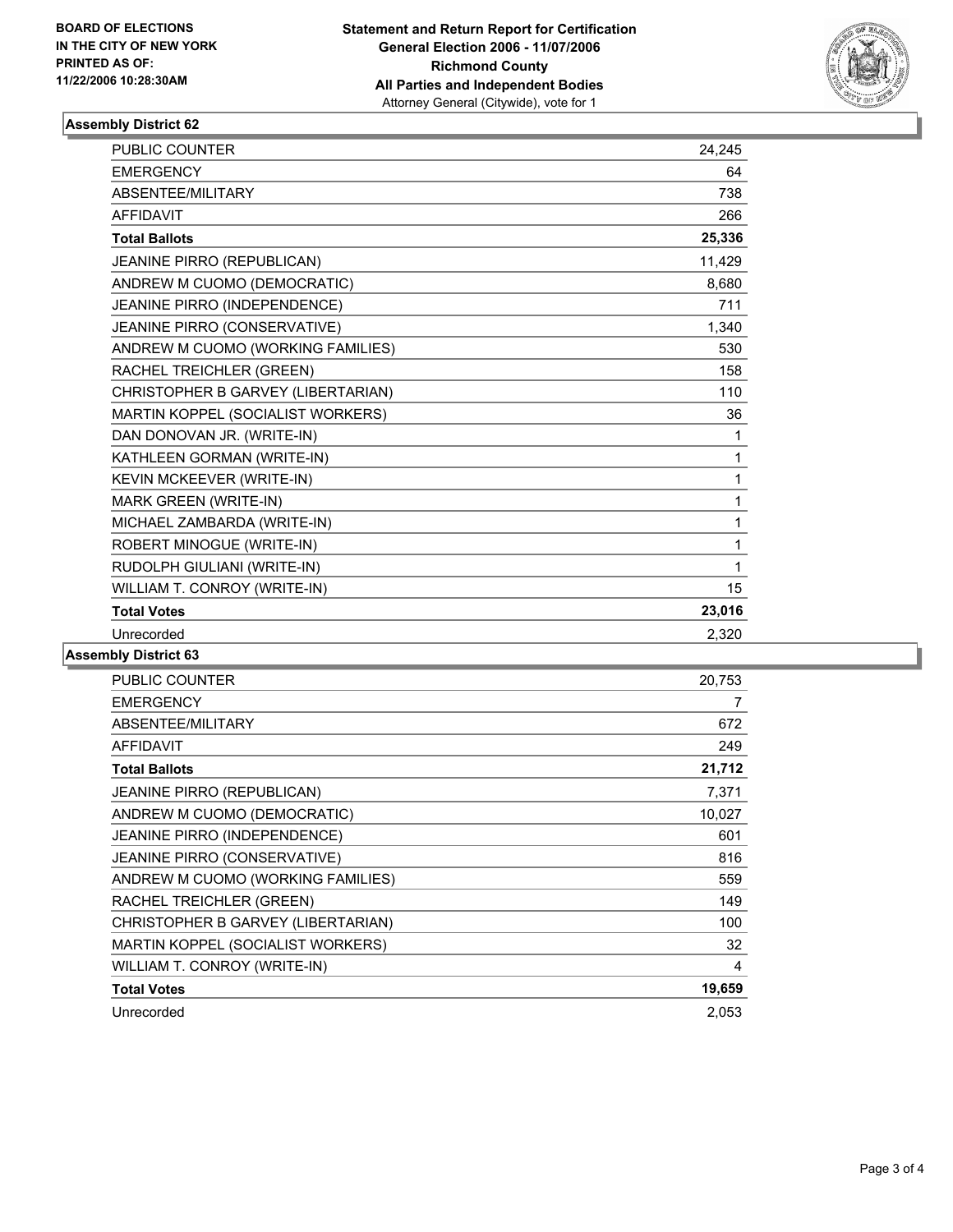**BOARD OF ELECTIONS**
**IN THE CITY OF NEW YORK**
**PRINTED AS OF:**
**11/22/2006 10:28:30AM**

**Statement and Return Report for Certification**
**General Election 2006 - 11/07/2006**
**Richmond County**
**All Parties and Independent Bodies**
Attorney General (Citywide), vote for 1

## Assembly District 62

| | |
|---|---|
| PUBLIC COUNTER | 24,245 |
| EMERGENCY | 64 |
| ABSENTEE/MILITARY | 738 |
| AFFIDAVIT | 266 |
| **Total Ballots** | **25,336** |
| JEANINE PIRRO (REPUBLICAN) | 11,429 |
| ANDREW M CUOMO (DEMOCRATIC) | 8,680 |
| JEANINE PIRRO (INDEPENDENCE) | 711 |
| JEANINE PIRRO (CONSERVATIVE) | 1,340 |
| ANDREW M CUOMO (WORKING FAMILIES) | 530 |
| RACHEL TREICHLER (GREEN) | 158 |
| CHRISTOPHER B GARVEY (LIBERTARIAN) | 110 |
| MARTIN KOPPEL (SOCIALIST WORKERS) | 36 |
| DAN DONOVAN JR. (WRITE-IN) | 1 |
| KATHLEEN GORMAN (WRITE-IN) | 1 |
| KEVIN MCKEEVER (WRITE-IN) | 1 |
| MARK GREEN (WRITE-IN) | 1 |
| MICHAEL ZAMBARDA (WRITE-IN) | 1 |
| ROBERT MINOGUE (WRITE-IN) | 1 |
| RUDOLPH GIULIANI (WRITE-IN) | 1 |
| WILLIAM T. CONROY (WRITE-IN) | 15 |
| **Total Votes** | **23,016** |
| Unrecorded | 2,320 |

## Assembly District 63

| | |
|---|---|
| PUBLIC COUNTER | 20,753 |
| EMERGENCY | 7 |
| ABSENTEE/MILITARY | 672 |
| AFFIDAVIT | 249 |
| **Total Ballots** | **21,712** |
| JEANINE PIRRO (REPUBLICAN) | 7,371 |
| ANDREW M CUOMO (DEMOCRATIC) | 10,027 |
| JEANINE PIRRO (INDEPENDENCE) | 601 |
| JEANINE PIRRO (CONSERVATIVE) | 816 |
| ANDREW M CUOMO (WORKING FAMILIES) | 559 |
| RACHEL TREICHLER (GREEN) | 149 |
| CHRISTOPHER B GARVEY (LIBERTARIAN) | 100 |
| MARTIN KOPPEL (SOCIALIST WORKERS) | 32 |
| WILLIAM T. CONROY (WRITE-IN) | 4 |
| **Total Votes** | **19,659** |
| Unrecorded | 2,053 |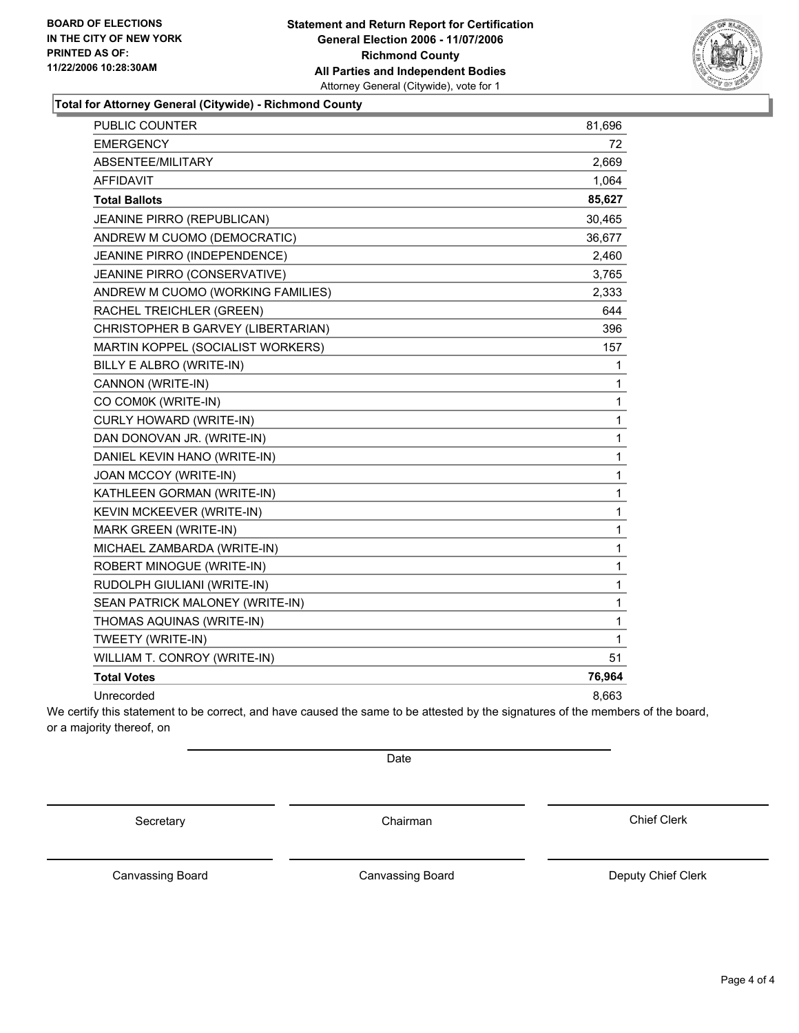**BOARD OF ELECTIONS**
**IN THE CITY OF NEW YORK**
**PRINTED AS OF:**
**11/22/2006 10:28:30AM**

**Statement and Return Report for Certification**
**General Election 2006 - 11/07/2006**
**Richmond County**
**All Parties and Independent Bodies**
Attorney General (Citywide), vote for 1

### Total for Attorney General (Citywide) - Richmond County

| | |
|---|---|
| PUBLIC COUNTER | 81,696 |
| EMERGENCY | 72 |
| ABSENTEE/MILITARY | 2,669 |
| AFFIDAVIT | 1,064 |
| **Total Ballots** | **85,627** |
| JEANINE PIRRO (REPUBLICAN) | 30,465 |
| ANDREW M CUOMO (DEMOCRATIC) | 36,677 |
| JEANINE PIRRO (INDEPENDENCE) | 2,460 |
| JEANINE PIRRO (CONSERVATIVE) | 3,765 |
| ANDREW M CUOMO (WORKING FAMILIES) | 2,333 |
| RACHEL TREICHLER (GREEN) | 644 |
| CHRISTOPHER B GARVEY (LIBERTARIAN) | 396 |
| MARTIN KOPPEL (SOCIALIST WORKERS) | 157 |
| BILLY E ALBRO (WRITE-IN) | 1 |
| CANNON (WRITE-IN) | 1 |
| CO COM0K (WRITE-IN) | 1 |
| CURLY HOWARD (WRITE-IN) | 1 |
| DAN DONOVAN JR. (WRITE-IN) | 1 |
| DANIEL KEVIN HANO (WRITE-IN) | 1 |
| JOAN MCCOY (WRITE-IN) | 1 |
| KATHLEEN GORMAN (WRITE-IN) | 1 |
| KEVIN MCKEEVER (WRITE-IN) | 1 |
| MARK GREEN (WRITE-IN) | 1 |
| MICHAEL ZAMBARDA (WRITE-IN) | 1 |
| ROBERT MINOGUE (WRITE-IN) | 1 |
| RUDOLPH GIULIANI (WRITE-IN) | 1 |
| SEAN PATRICK MALONEY (WRITE-IN) | 1 |
| THOMAS AQUINAS (WRITE-IN) | 1 |
| TWEETY (WRITE-IN) | 1 |
| WILLIAM T. CONROY (WRITE-IN) | 51 |
| **Total Votes** | **76,964** |
| Unrecorded | 8,663 |

We certify this statement to be correct, and have caused the same to be attested by the signatures of the members of the board, or a majority thereof, on

Date

Secretary | Chairman | Chief Clerk

Canvassing Board | Canvassing Board | Deputy Chief Clerk